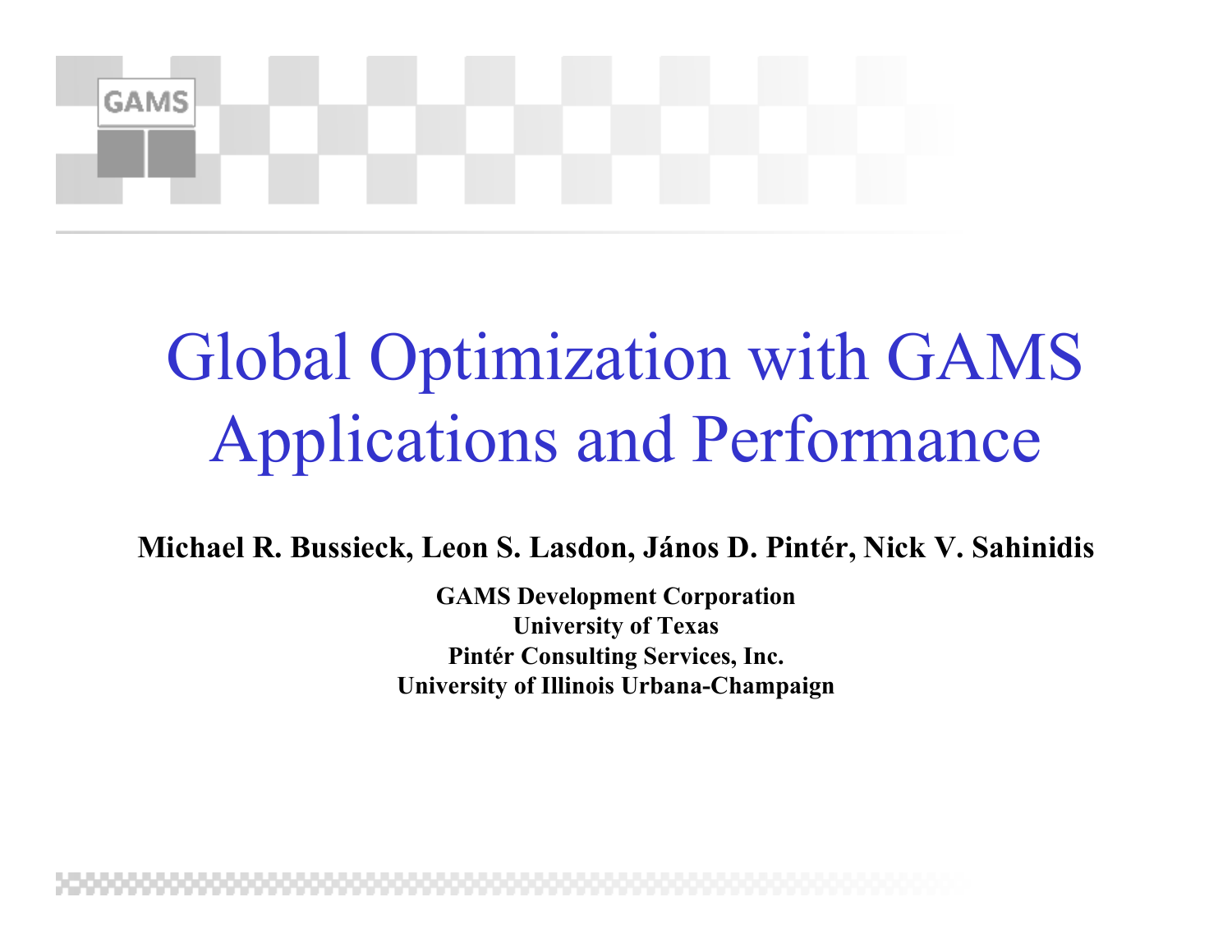# Global Optimization with GAMS Applications and Performance

**Michael R. Bussieck, Leon S. Lasdon, János D. Pintér, Nick V. Sahinidis**

**GAMS Development Corporation**
**University of Texas**
**Pintér Consulting Services, Inc.**
**University of Illinois Urbana-Champaign**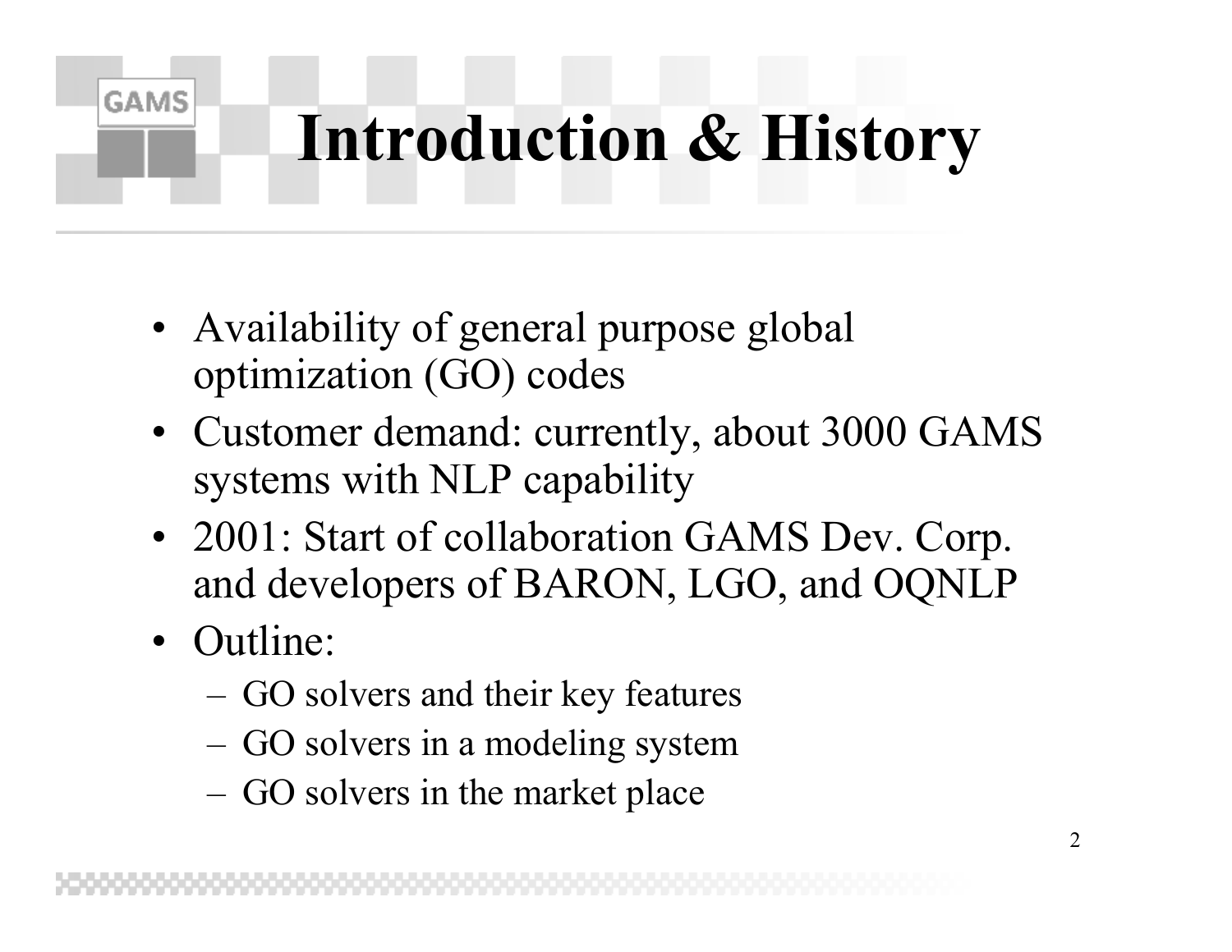# Introduction & History

- Availability of general purpose global optimization (GO) codes
- Customer demand: currently, about 3000 GAMS systems with NLP capability
- 2001: Start of collaboration GAMS Dev. Corp. and developers of BARON, LGO, and OQNLP
- Outline:
  - GO solvers and their key features
  - GO solvers in a modeling system
  - GO solvers in the market place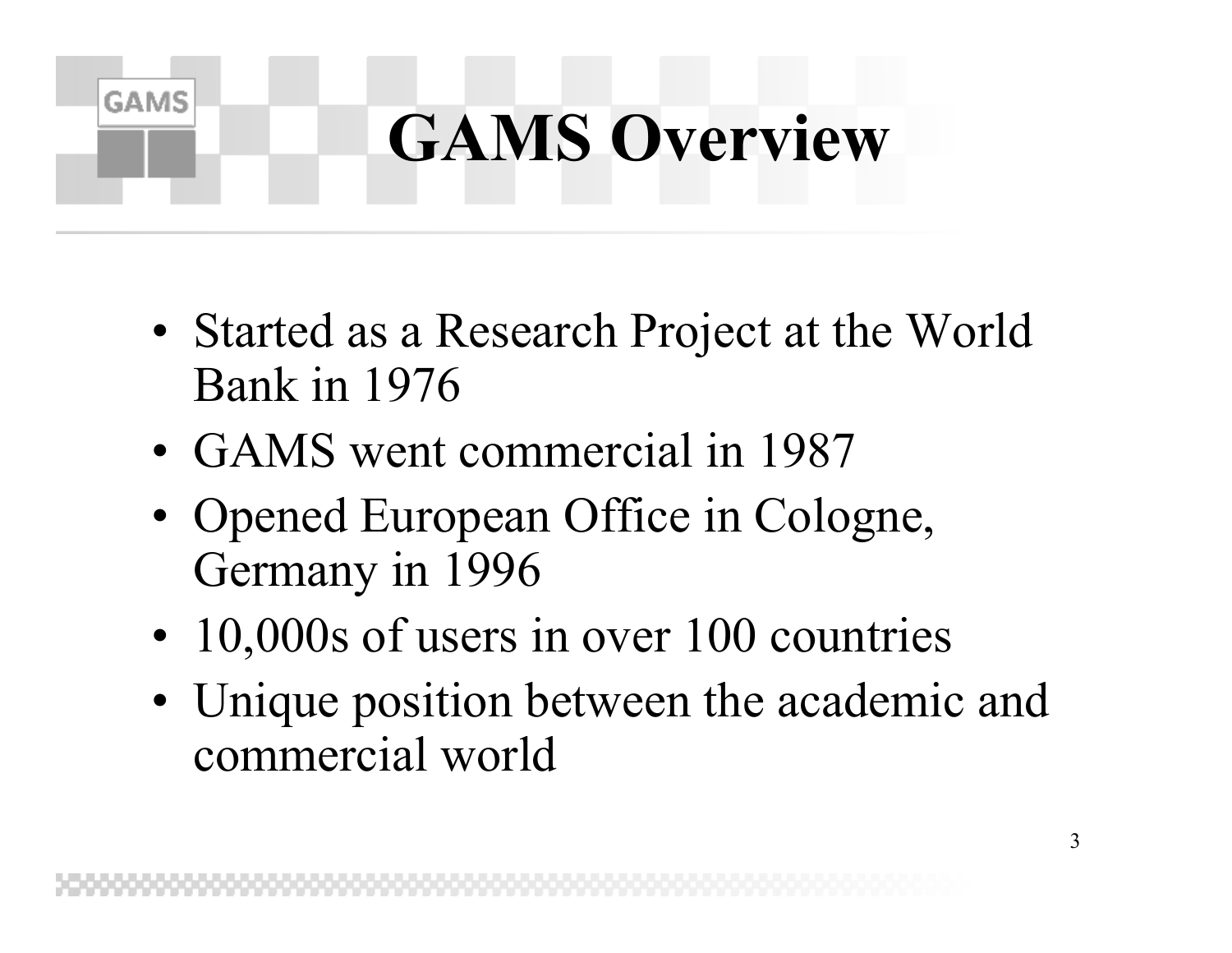# GAMS Overview

- Started as a Research Project at the World Bank in 1976
- GAMS went commercial in 1987
- Opened European Office in Cologne, Germany in 1996
- 10,000s of users in over 100 countries
- Unique position between the academic and commercial world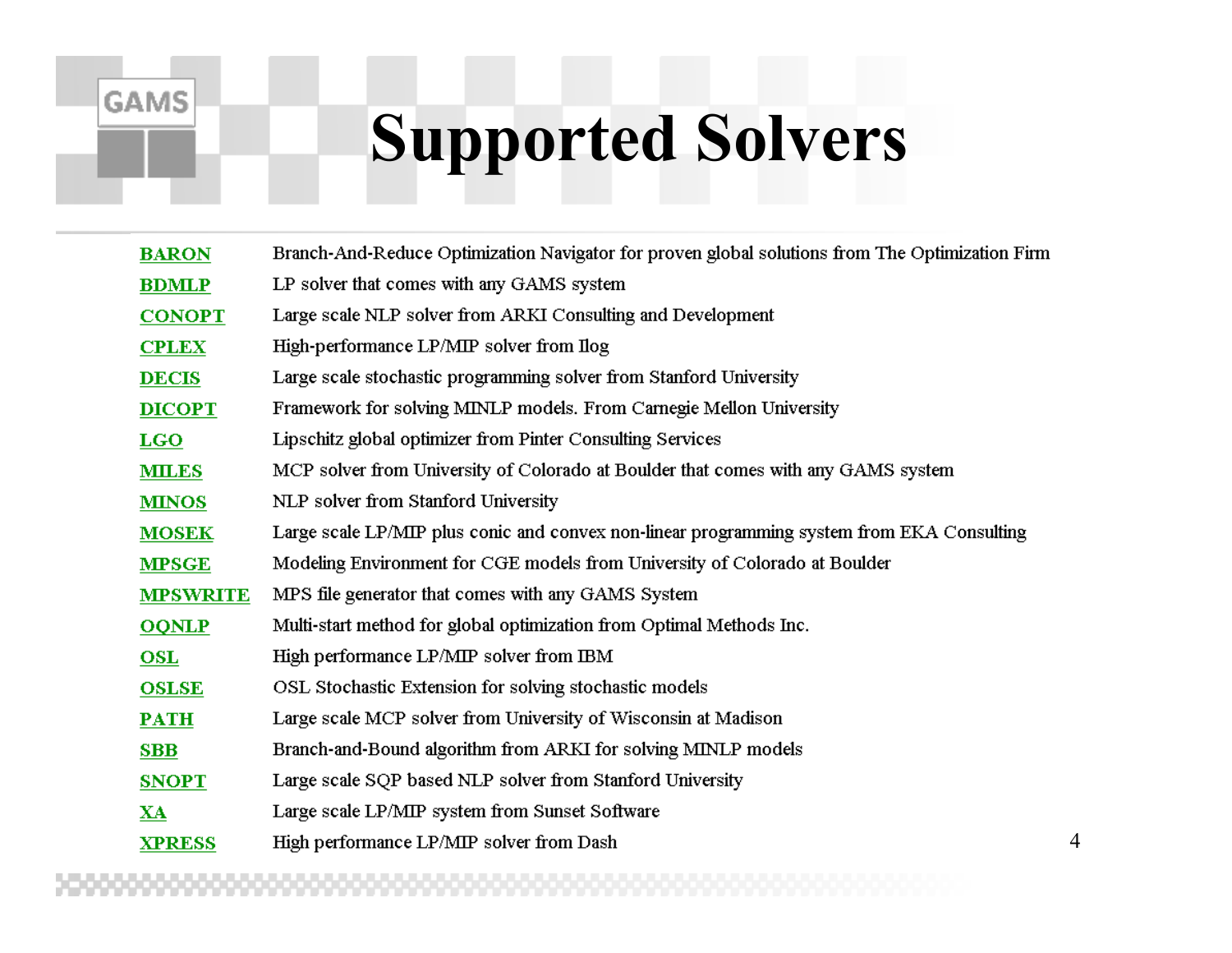# Supported Solvers

| | |
|---|---|
| **BARON** | Branch-And-Reduce Optimization Navigator for proven global solutions from The Optimization Firm |
| **BDMLP** | LP solver that comes with any GAMS system |
| **CONOPT** | Large scale NLP solver from ARKI Consulting and Development |
| **CPLEX** | High-performance LP/MIP solver from Ilog |
| **DECIS** | Large scale stochastic programming solver from Stanford University |
| **DICOPT** | Framework for solving MINLP models. From Carnegie Mellon University |
| **LGO** | Lipschitz global optimizer from Pinter Consulting Services |
| **MILES** | MCP solver from University of Colorado at Boulder that comes with any GAMS system |
| **MINOS** | NLP solver from Stanford University |
| **MOSEK** | Large scale LP/MIP plus conic and convex non-linear programming system from EKA Consulting |
| **MPSGE** | Modeling Environment for CGE models from University of Colorado at Boulder |
| **MPSWRITE** | MPS file generator that comes with any GAMS System |
| **OQNLP** | Multi-start method for global optimization from Optimal Methods Inc. |
| **OSL** | High performance LP/MIP solver from IBM |
| **OSLSE** | OSL Stochastic Extension for solving stochastic models |
| **PATH** | Large scale MCP solver from University of Wisconsin at Madison |
| **SBB** | Branch-and-Bound algorithm from ARKI for solving MINLP models |
| **SNOPT** | Large scale SQP based NLP solver from Stanford University |
| **XA** | Large scale LP/MIP system from Sunset Software |
| **XPRESS** | High performance LP/MIP solver from Dash |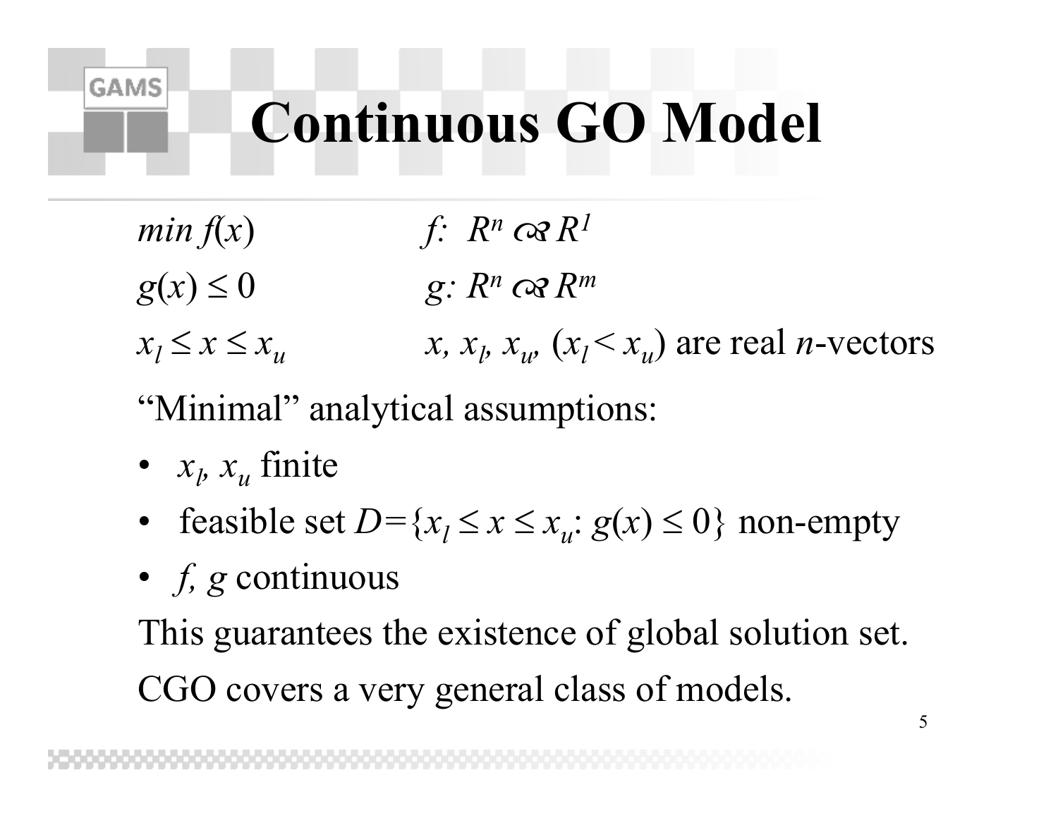# Continuous GO Model

$min\ f(x)$ $\quad$ $f: R^n \rightarrow R^1$

$g(x) \leq 0$ $\quad$ $g: R^n \rightarrow R^m$

$x_l \leq x \leq x_u$ $\quad$ $x, x_l, x_u, (x_l < x_u)$ are real $n$-vectors

"Minimal" analytical assumptions:

- $x_l, x_u$ finite
- feasible set $D = \{x_l \leq x \leq x_u: g(x) \leq 0\}$ non-empty
- $f, g$ continuous

This guarantees the existence of global solution set.

CGO covers a very general class of models.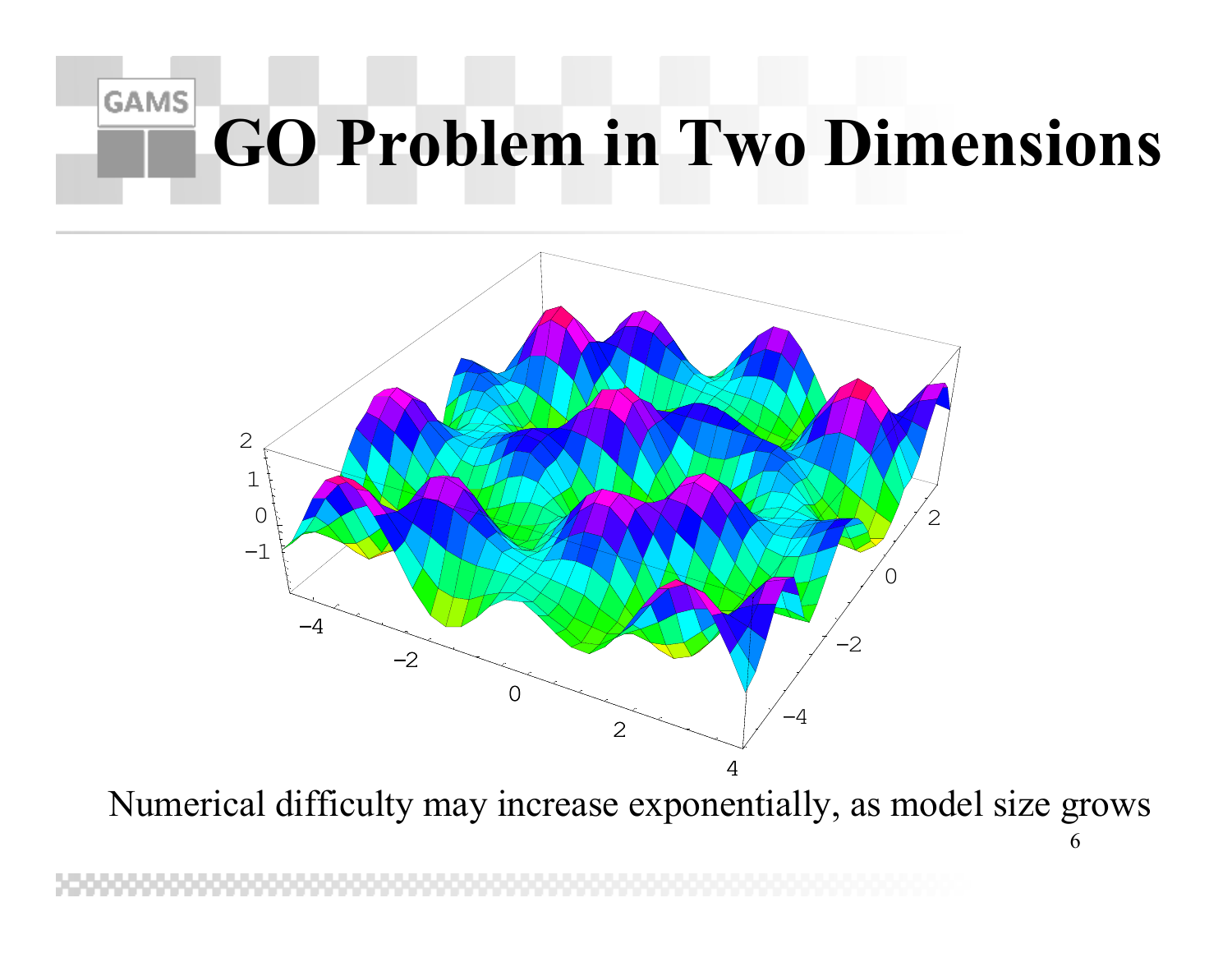# GO Problem in Two Dimensions

Numerical difficulty may increase exponentially, as model size grows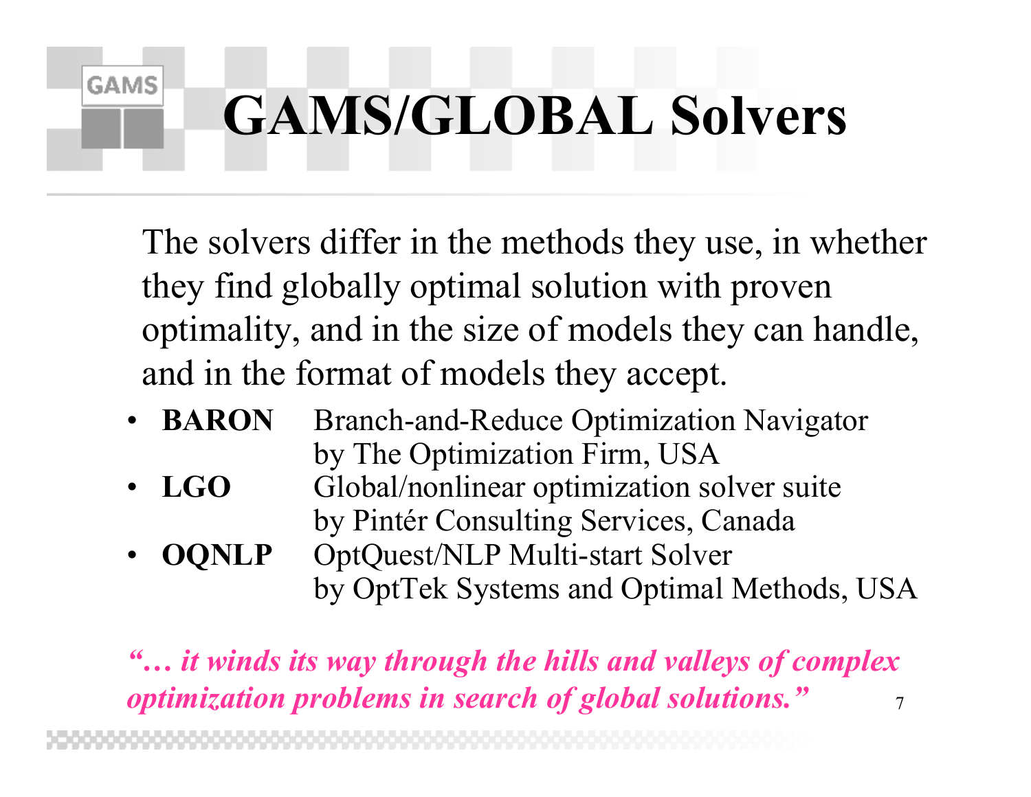# GAMS/GLOBAL Solvers

The solvers differ in the methods they use, in whether they find globally optimal solution with proven optimality, and in the size of models they can handle, and in the format of models they accept.

- **BARON** Branch-and-Reduce Optimization Navigator by The Optimization Firm, USA
- **LGO** Global/nonlinear optimization solver suite by Pintér Consulting Services, Canada
- **OQNLP** OptQuest/NLP Multi-start Solver by OptTek Systems and Optimal Methods, USA

***"… it winds its way through the hills and valleys of complex optimization problems in search of global solutions."***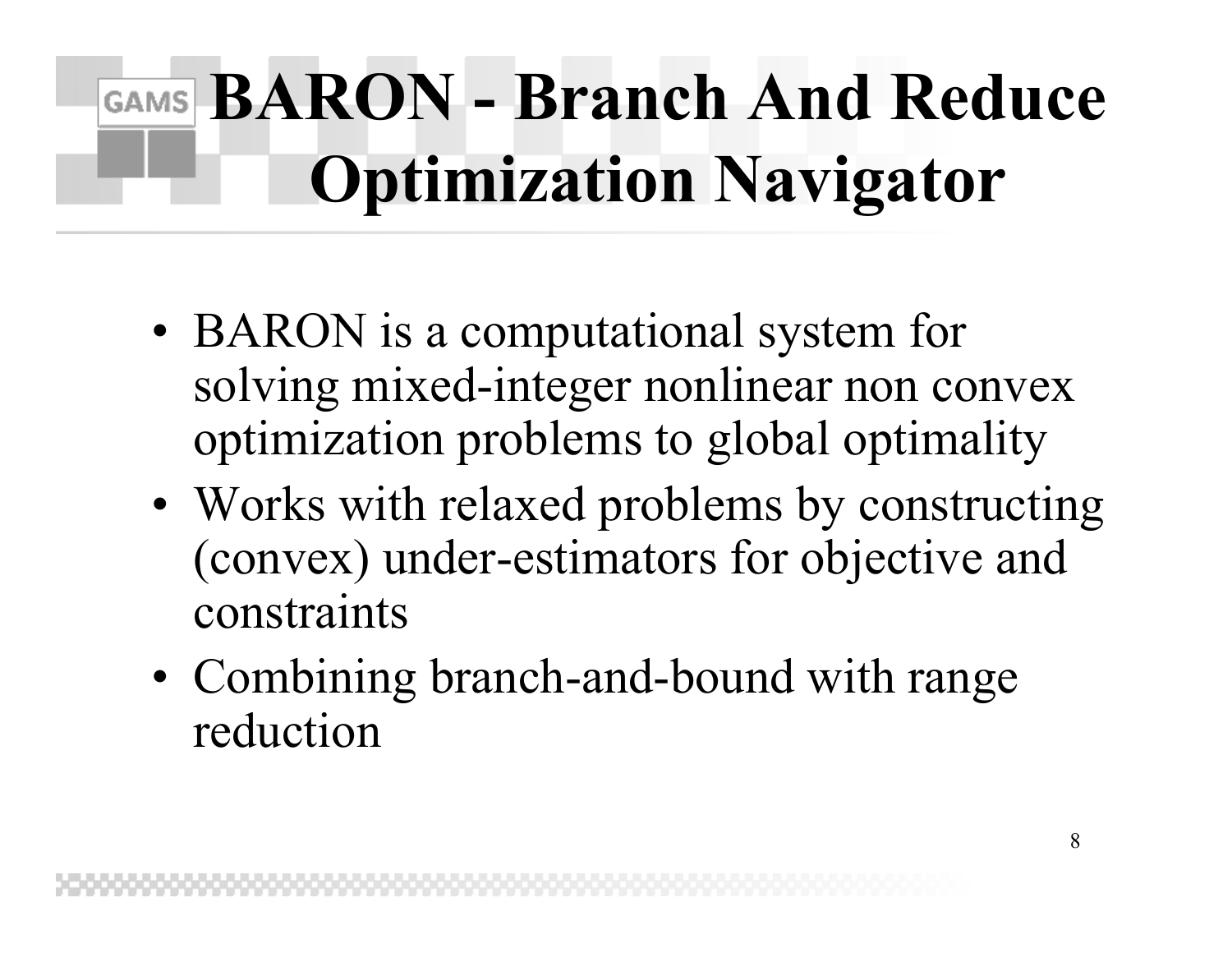# BARON - Branch And Reduce Optimization Navigator

- BARON is a computational system for solving mixed-integer nonlinear non convex optimization problems to global optimality
- Works with relaxed problems by constructing (convex) under-estimators for objective and constraints
- Combining branch-and-bound with range reduction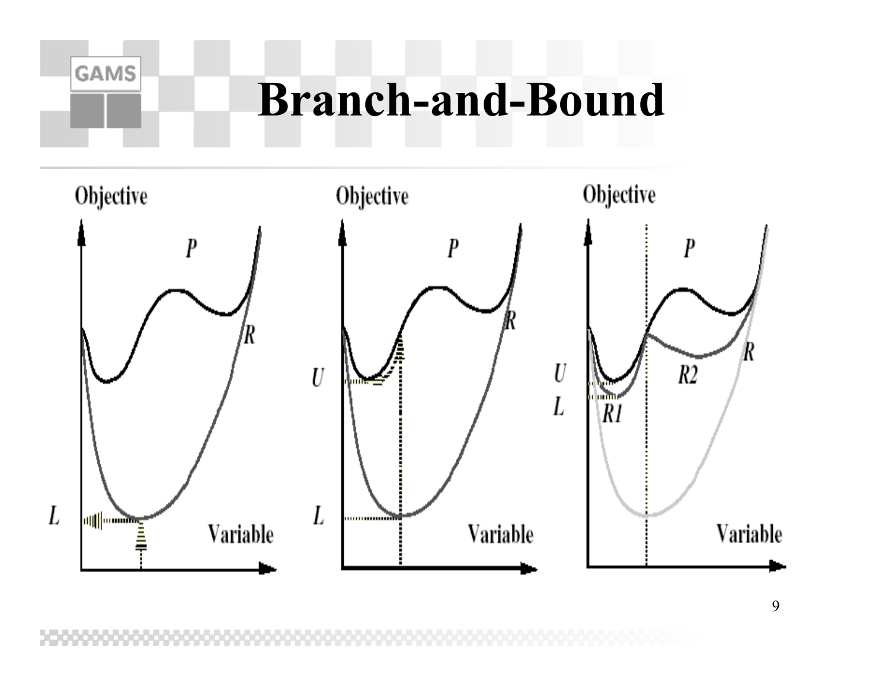# Branch-and-Bound

Objective

P

R

L

Variable

Objective

P

R

U

L

Variable

Objective

P

U

L

R1

R2

R

Variable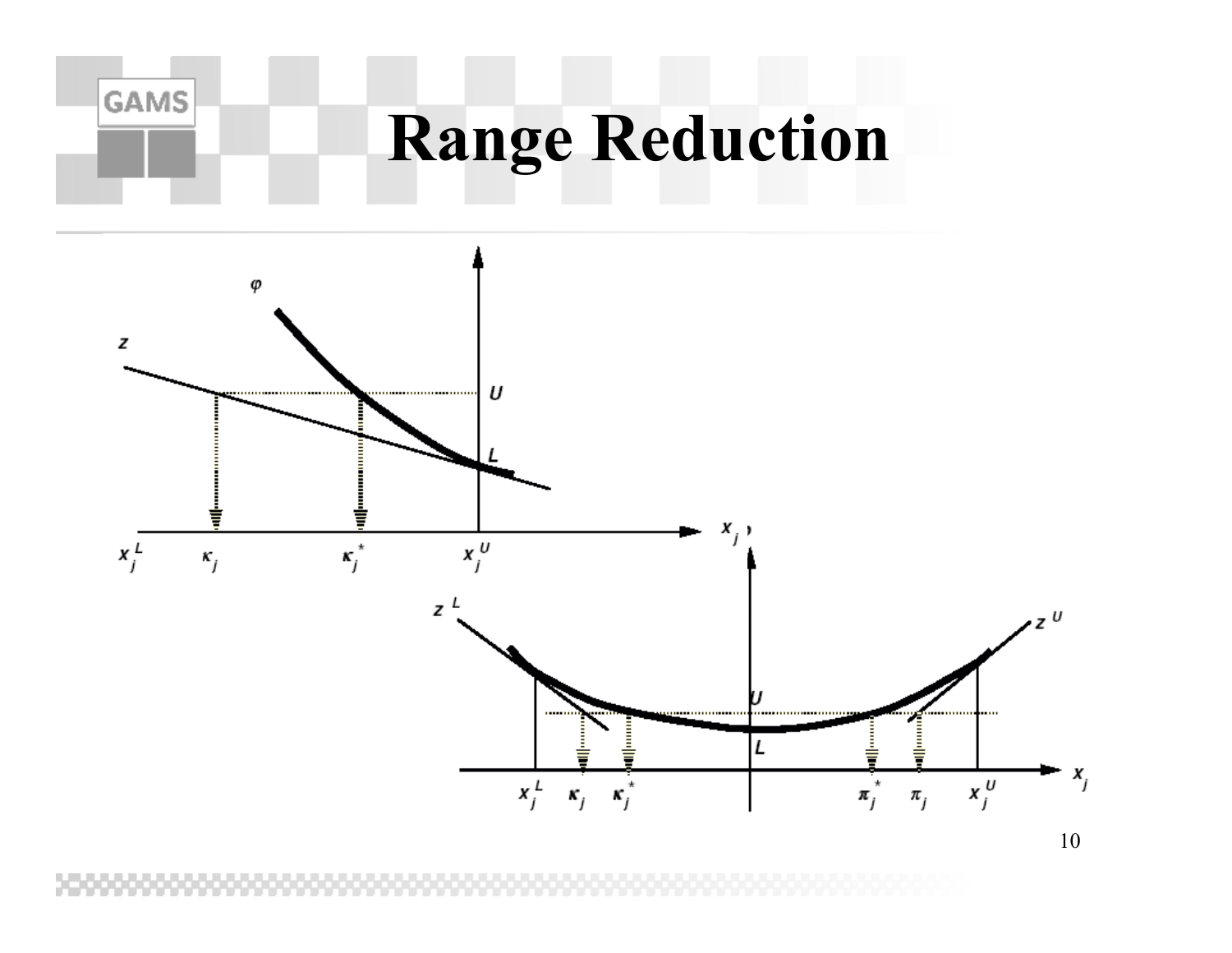# Range Reduction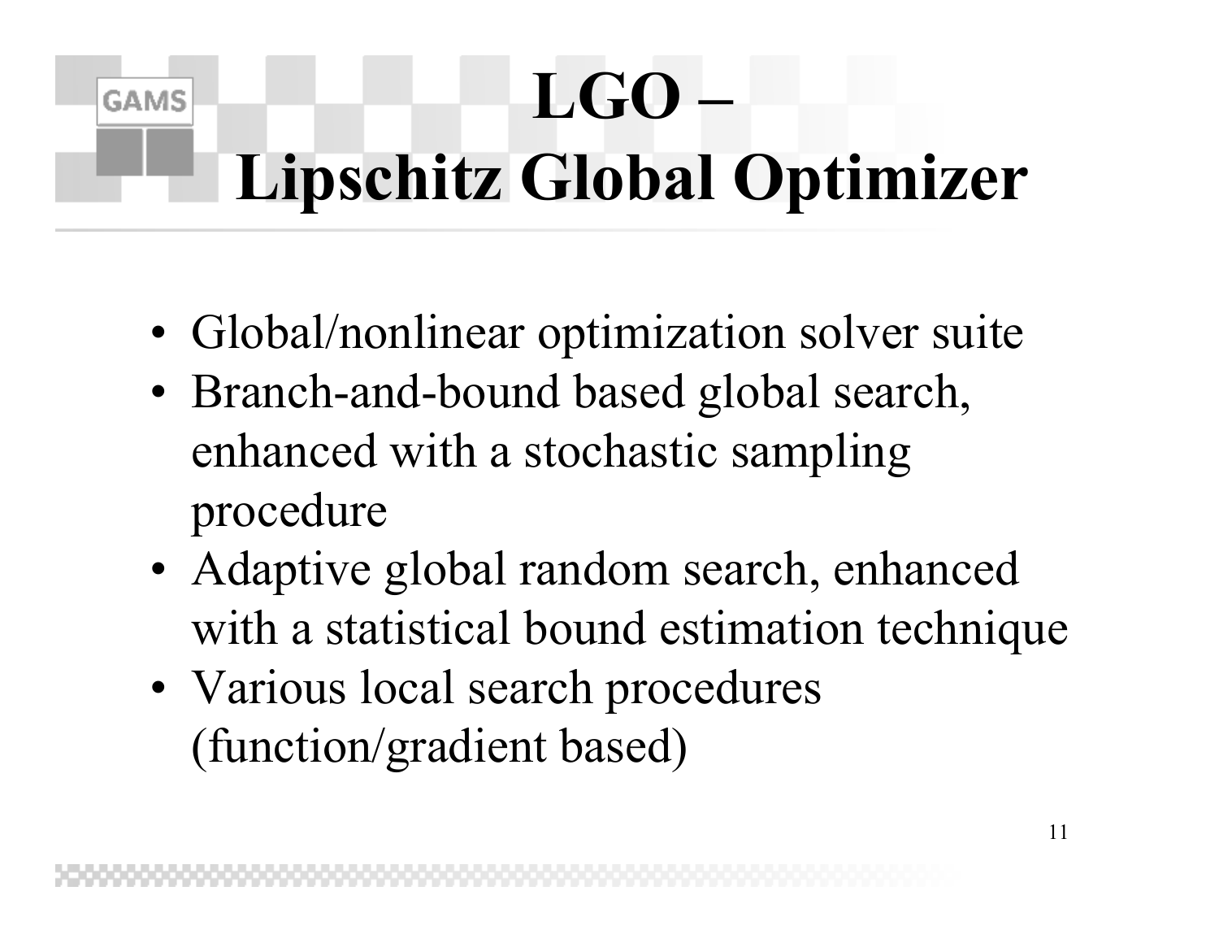# LGO – Lipschitz Global Optimizer

- Global/nonlinear optimization solver suite
- Branch-and-bound based global search, enhanced with a stochastic sampling procedure
- Adaptive global random search, enhanced with a statistical bound estimation technique
- Various local search procedures (function/gradient based)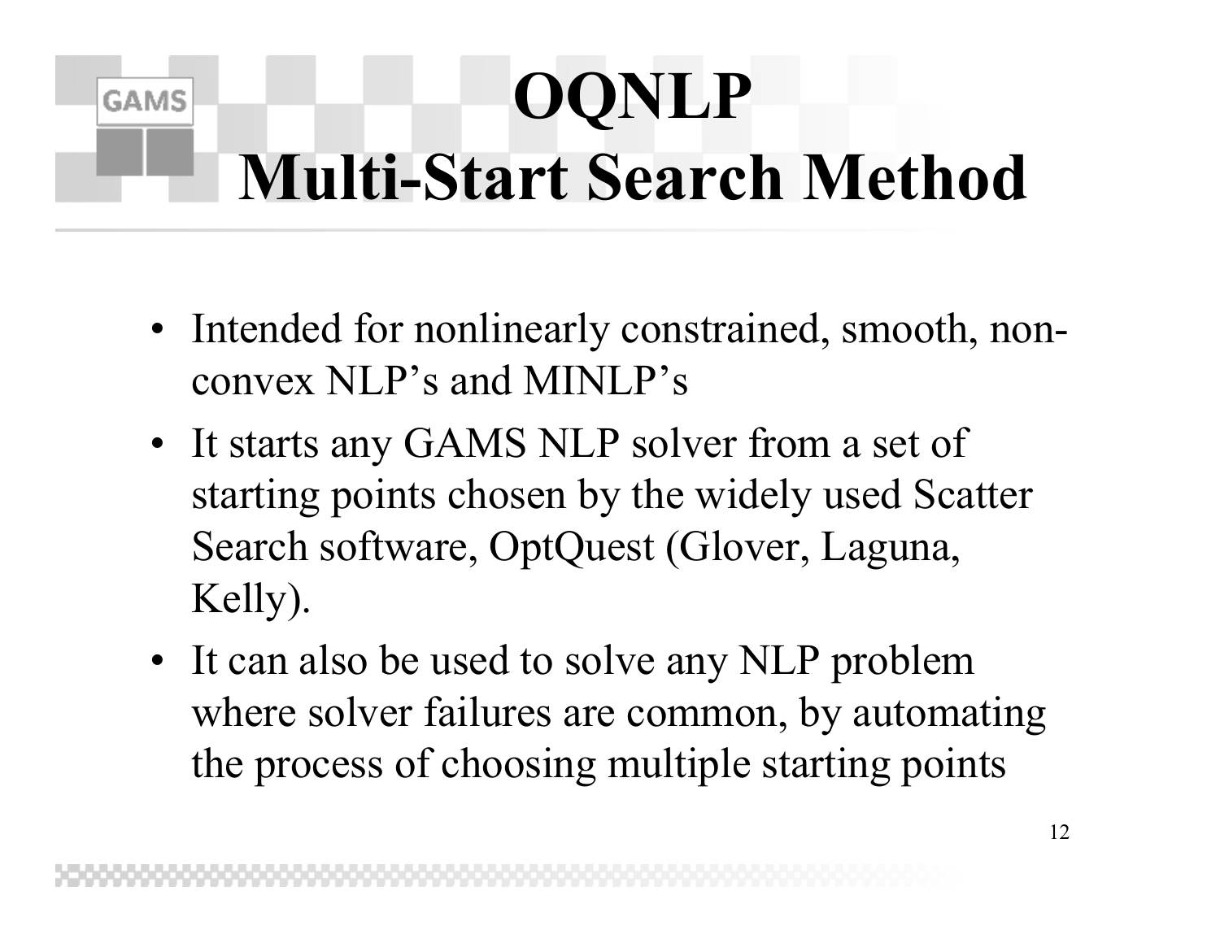# OQNLP Multi-Start Search Method

- Intended for nonlinearly constrained, smooth, non-convex NLP's and MINLP's
- It starts any GAMS NLP solver from a set of starting points chosen by the widely used Scatter Search software, OptQuest (Glover, Laguna, Kelly).
- It can also be used to solve any NLP problem where solver failures are common, by automating the process of choosing multiple starting points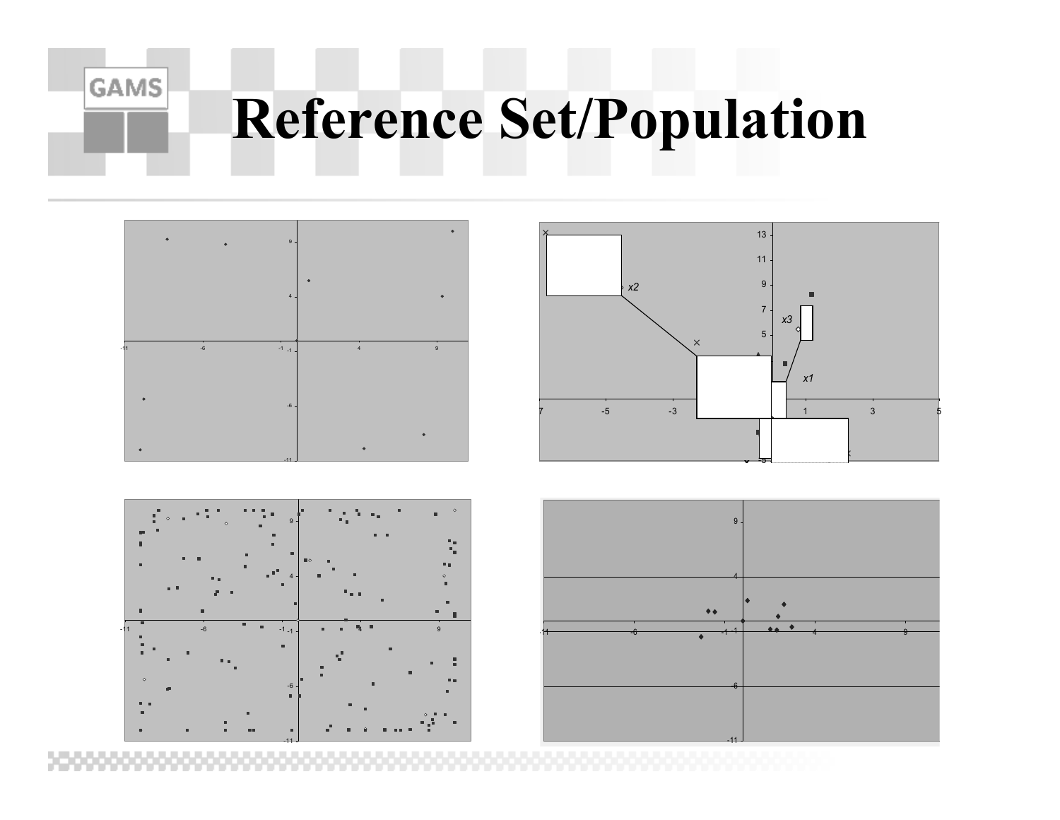# Reference Set/Population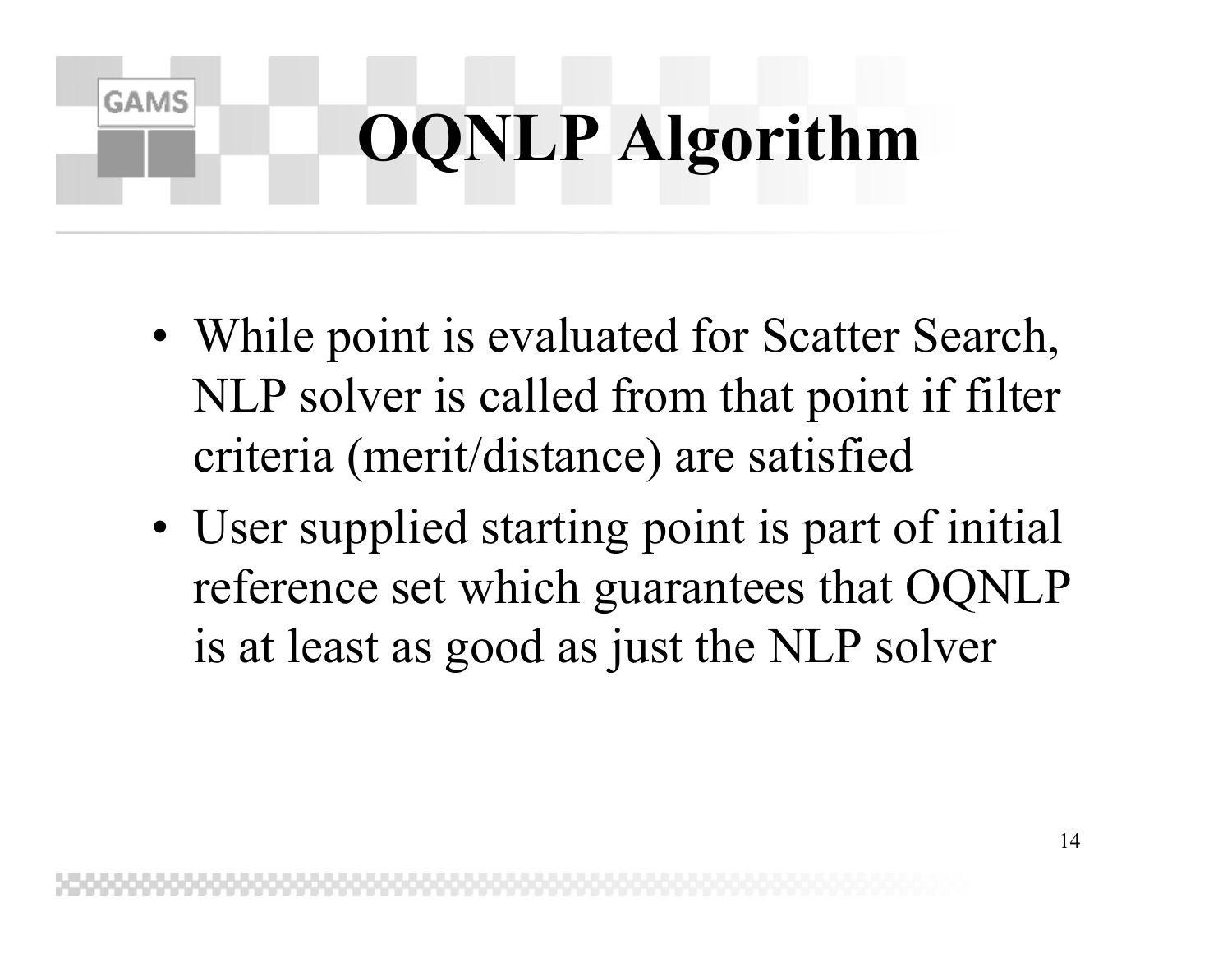# OQNLP Algorithm

- While point is evaluated for Scatter Search, NLP solver is called from that point if filter criteria (merit/distance) are satisfied
- User supplied starting point is part of initial reference set which guarantees that OQNLP is at least as good as just the NLP solver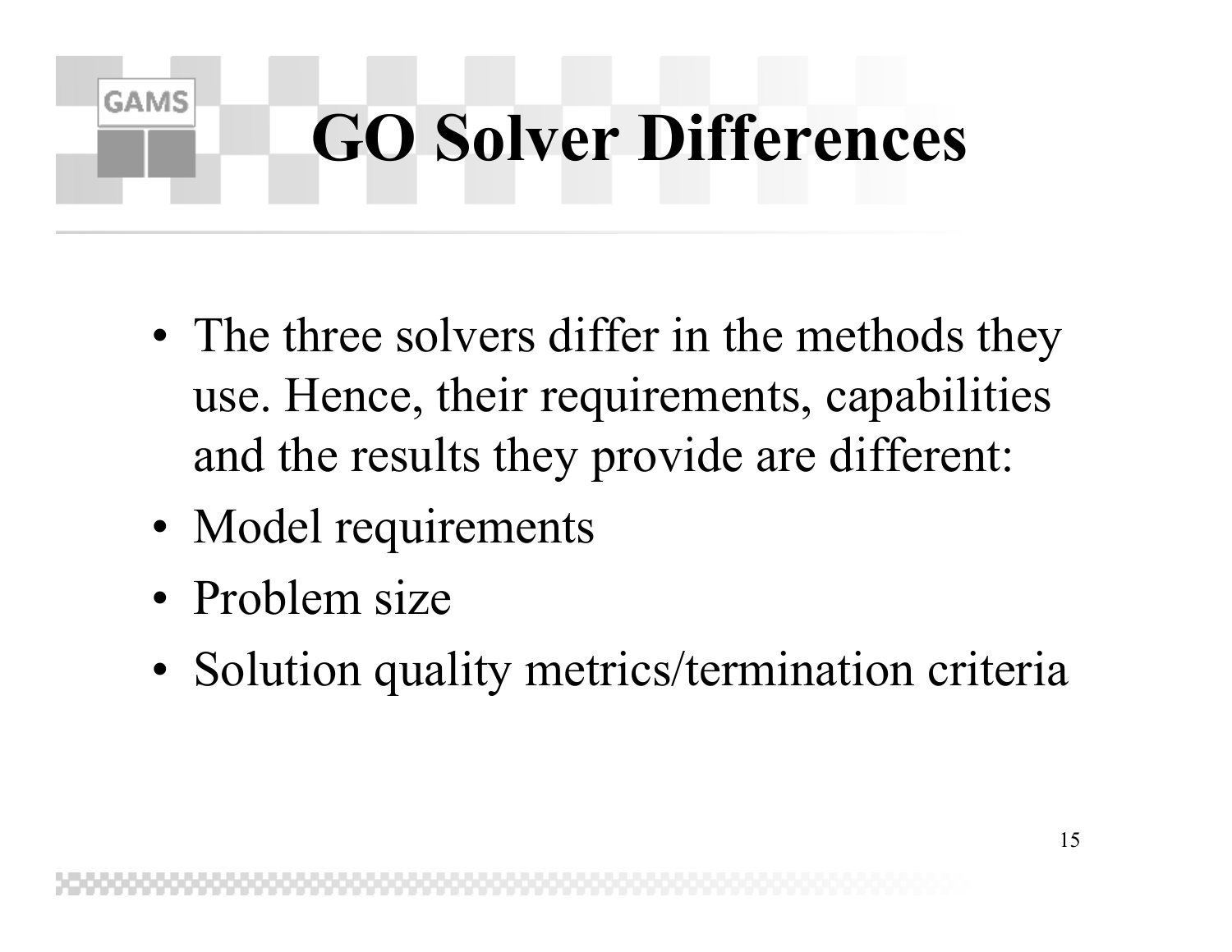# GO Solver Differences

- The three solvers differ in the methods they use. Hence, their requirements, capabilities and the results they provide are different:
- Model requirements
- Problem size
- Solution quality metrics/termination criteria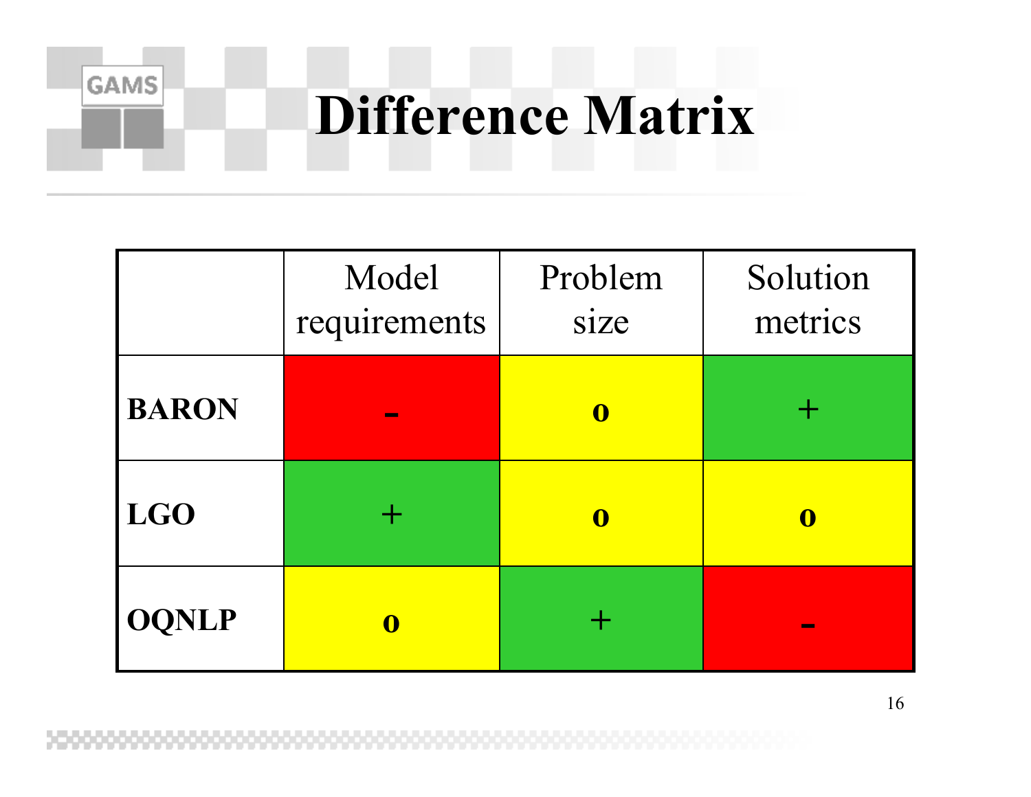# Difference Matrix

| | Model requirements | Problem size | Solution metrics |
|---|---|---|---|
| **BARON** | **-** | **o** | + |
| **LGO** | + | **o** | **o** |
| **OQNLP** | **o** | + | **-** |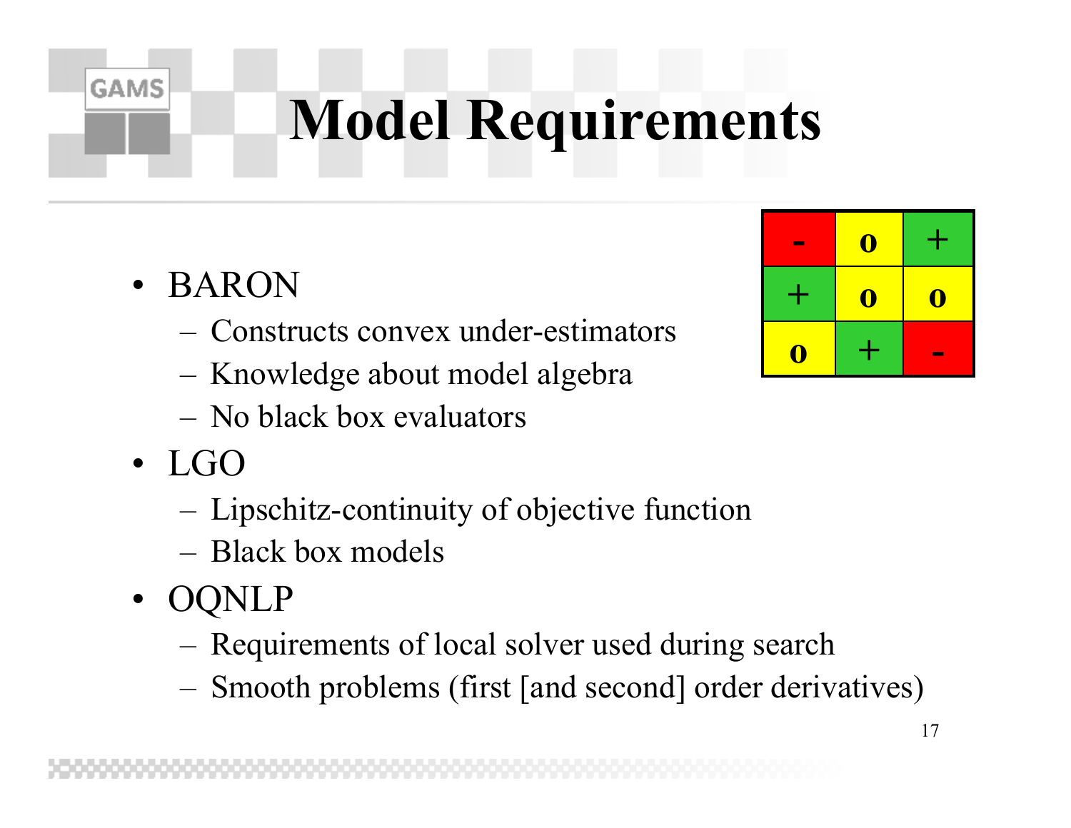# Model Requirements

| - | o | + |
|---|---|---|
| + | o | o |
| o | + | - |

- BARON
  - Constructs convex under-estimators
  - Knowledge about model algebra
  - No black box evaluators
- LGO
  - Lipschitz-continuity of objective function
  - Black box models
- OQNLP
  - Requirements of local solver used during search
  - Smooth problems (first [and second] order derivatives)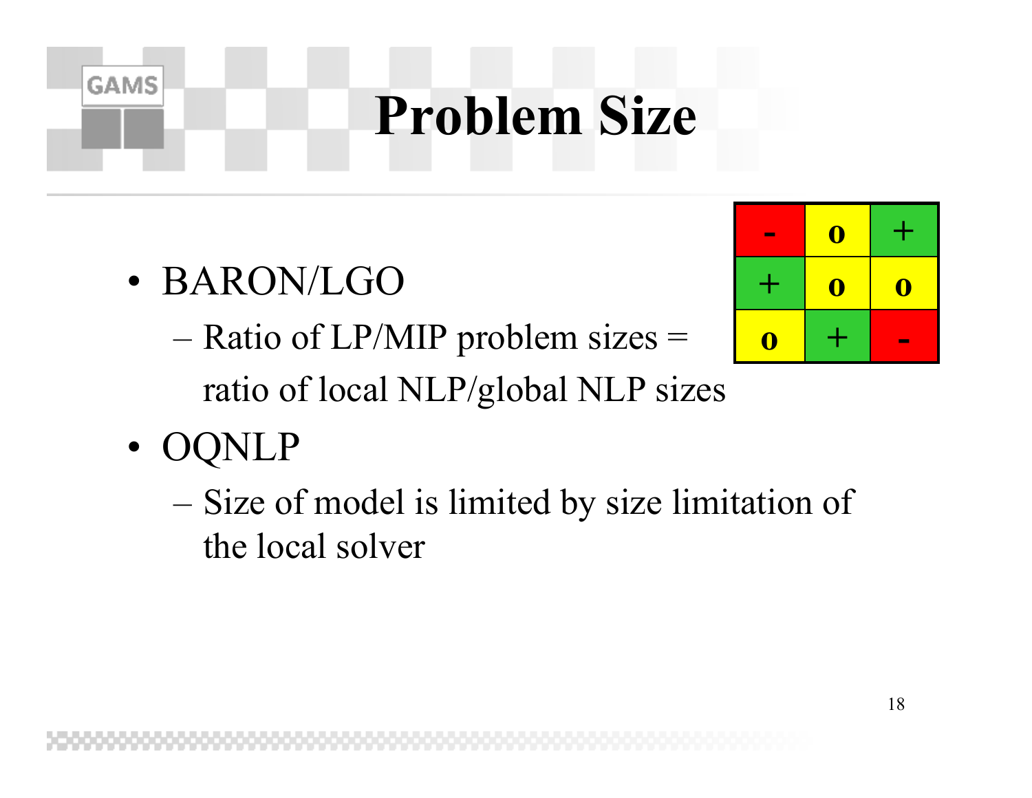# Problem Size

| - | o | + |
|---|---|---|
| + | o | o |
| o | + | - |

- BARON/LGO
  - Ratio of LP/MIP problem sizes = ratio of local NLP/global NLP sizes
- OQNLP
  - Size of model is limited by size limitation of the local solver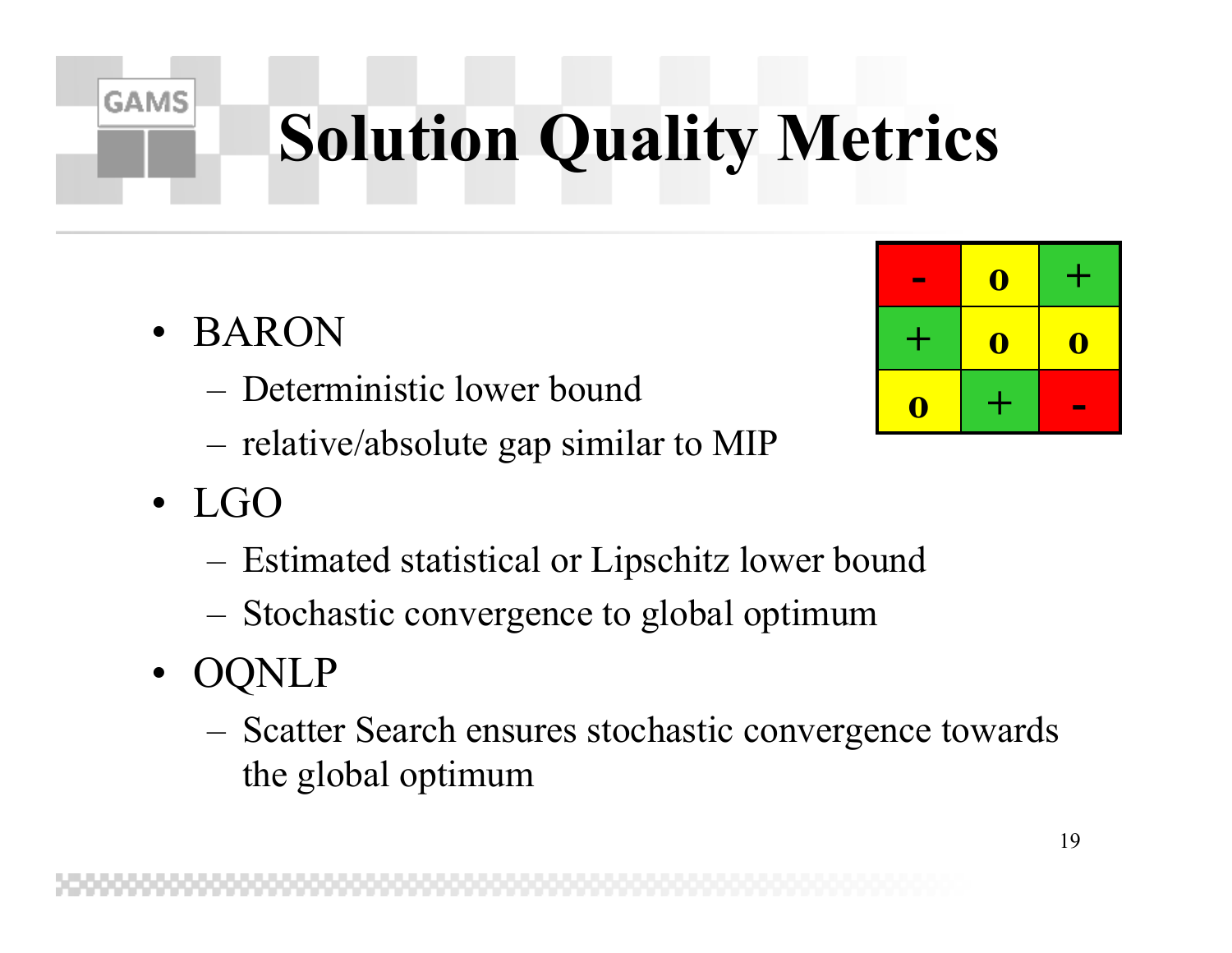# Solution Quality Metrics

| - | o | + |
|---|---|---|
| + | o | o |
| o | + | - |

- BARON
  - Deterministic lower bound
  - relative/absolute gap similar to MIP
- LGO
  - Estimated statistical or Lipschitz lower bound
  - Stochastic convergence to global optimum
- OQNLP
  - Scatter Search ensures stochastic convergence towards the global optimum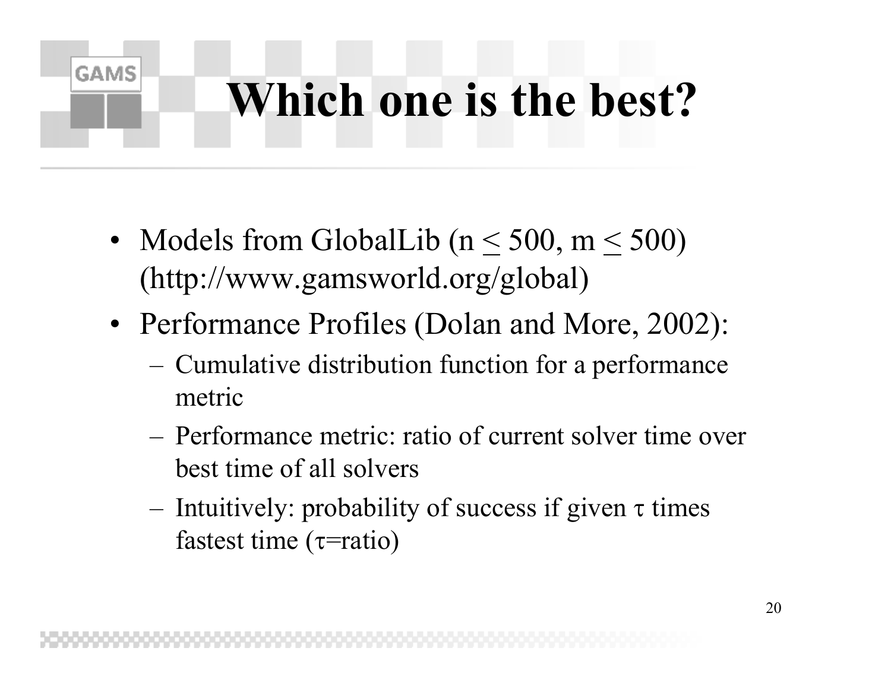# Which one is the best?

- Models from GlobalLib ($n \leq 500$, $m \leq 500$) (http://www.gamsworld.org/global)
- Performance Profiles (Dolan and More, 2002):
  - Cumulative distribution function for a performance metric
  - Performance metric: ratio of current solver time over best time of all solvers
  - Intuitively: probability of success if given $\tau$ times fastest time ($\tau$=ratio)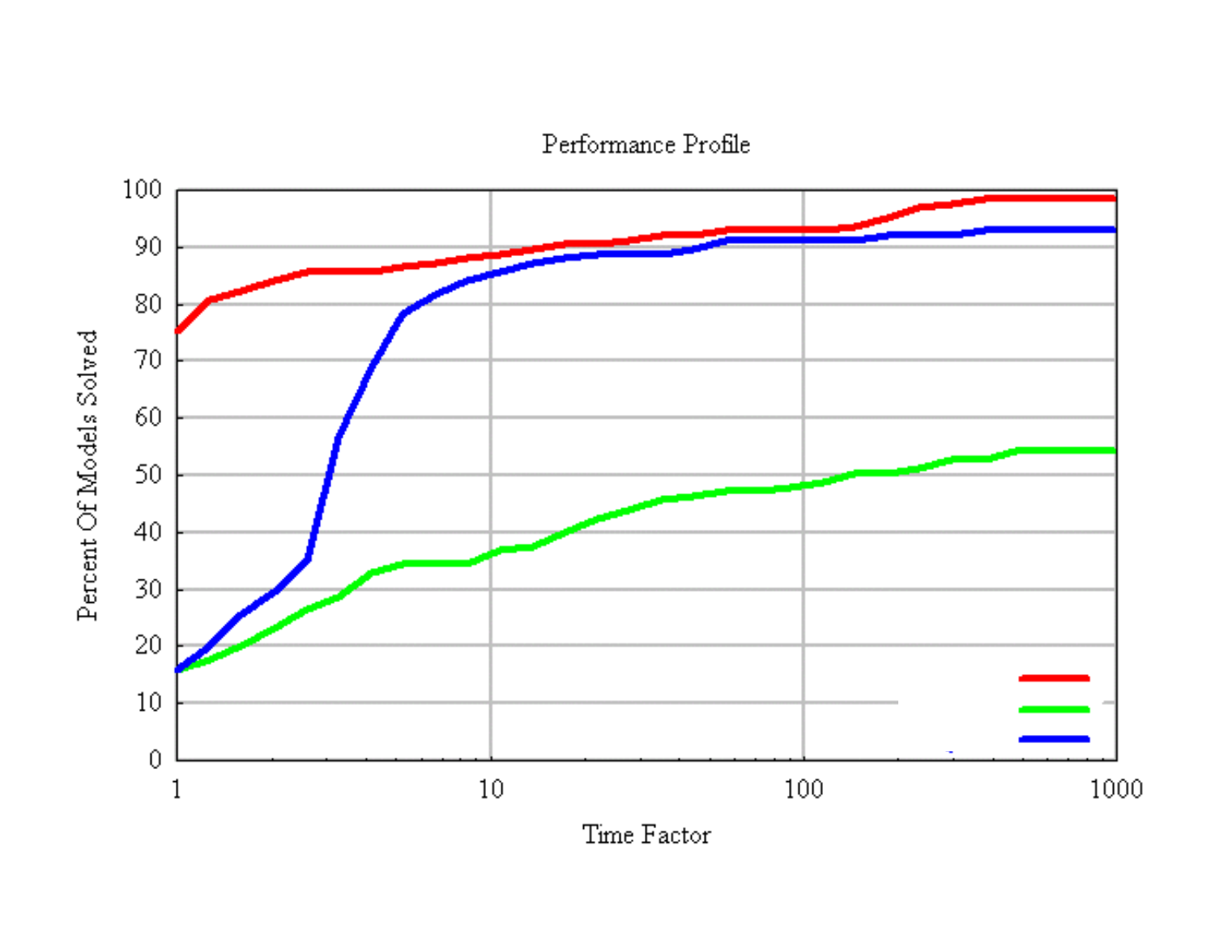Performance Profile

Percent Of Models Solved

Time Factor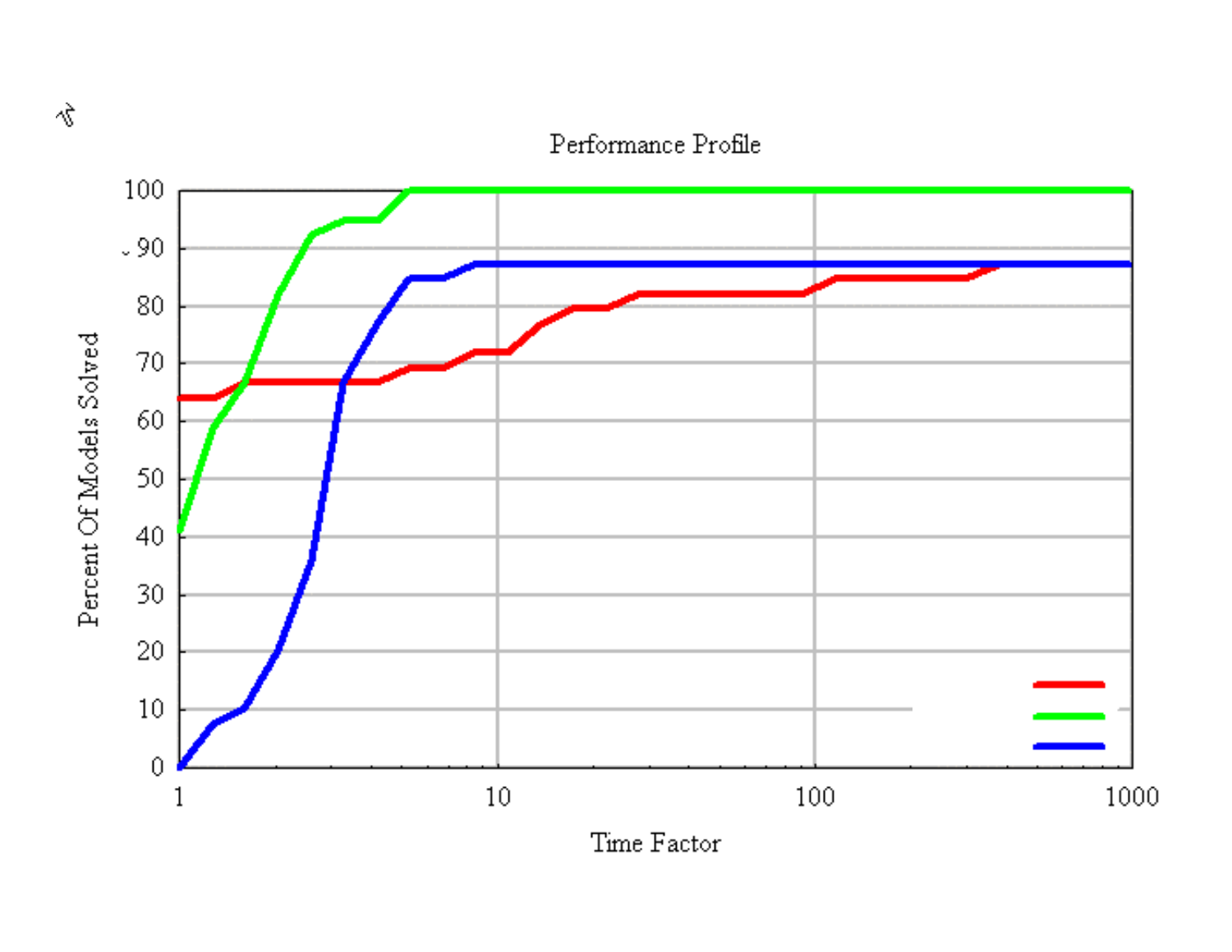Performance Profile

Percent Of Models Solved

Time Factor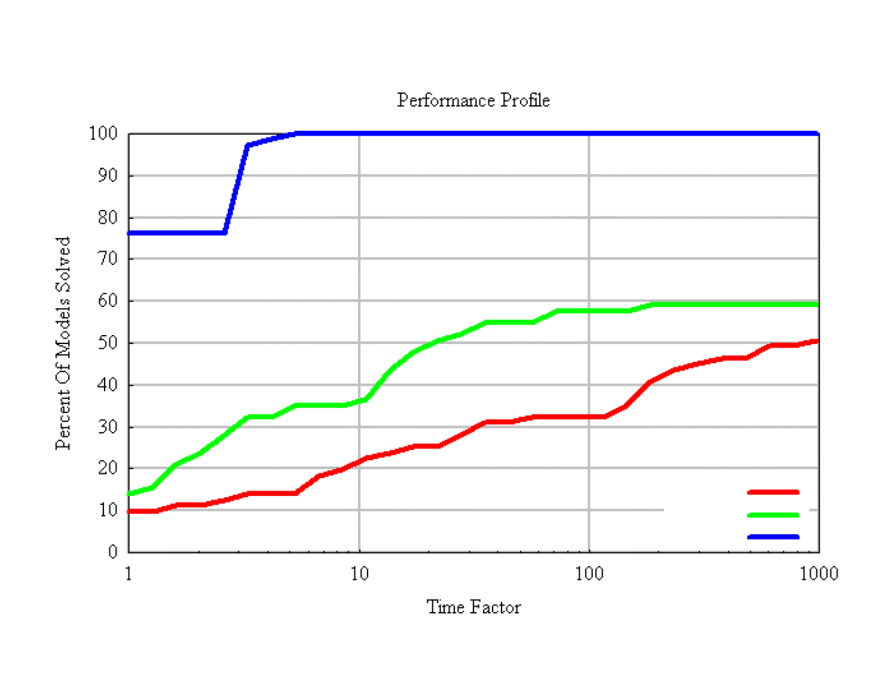Performance Profile

Percent Of Models Solved

Time Factor

1 10 100 1000

0 10 20 30 40 50 60 70 80 90 100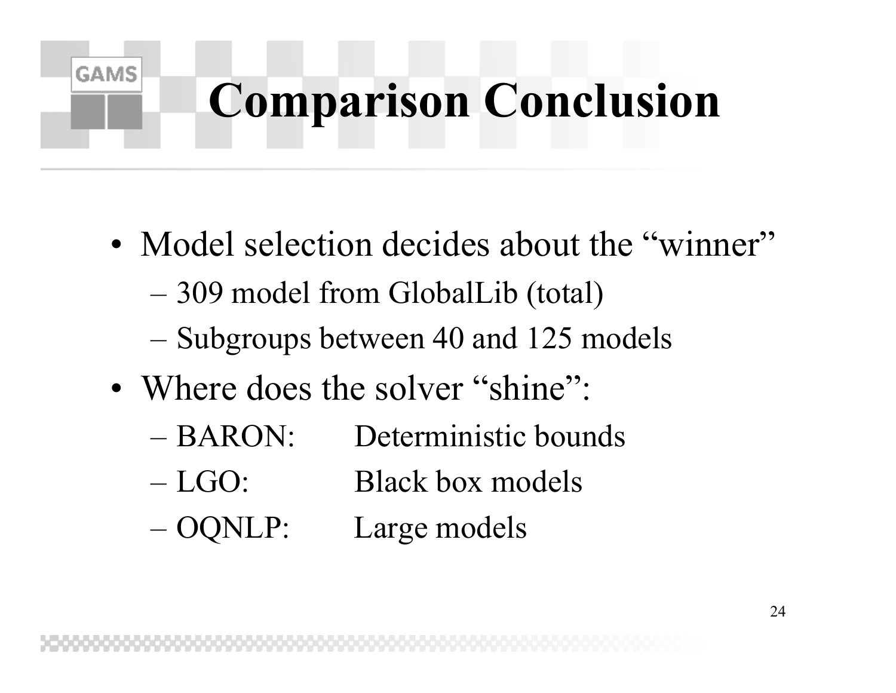# Comparison Conclusion

- Model selection decides about the "winner"
  - 309 model from GlobalLib (total)
  - Subgroups between 40 and 125 models
- Where does the solver "shine":
  - BARON: Deterministic bounds
  - LGO: Black box models
  - OQNLP: Large models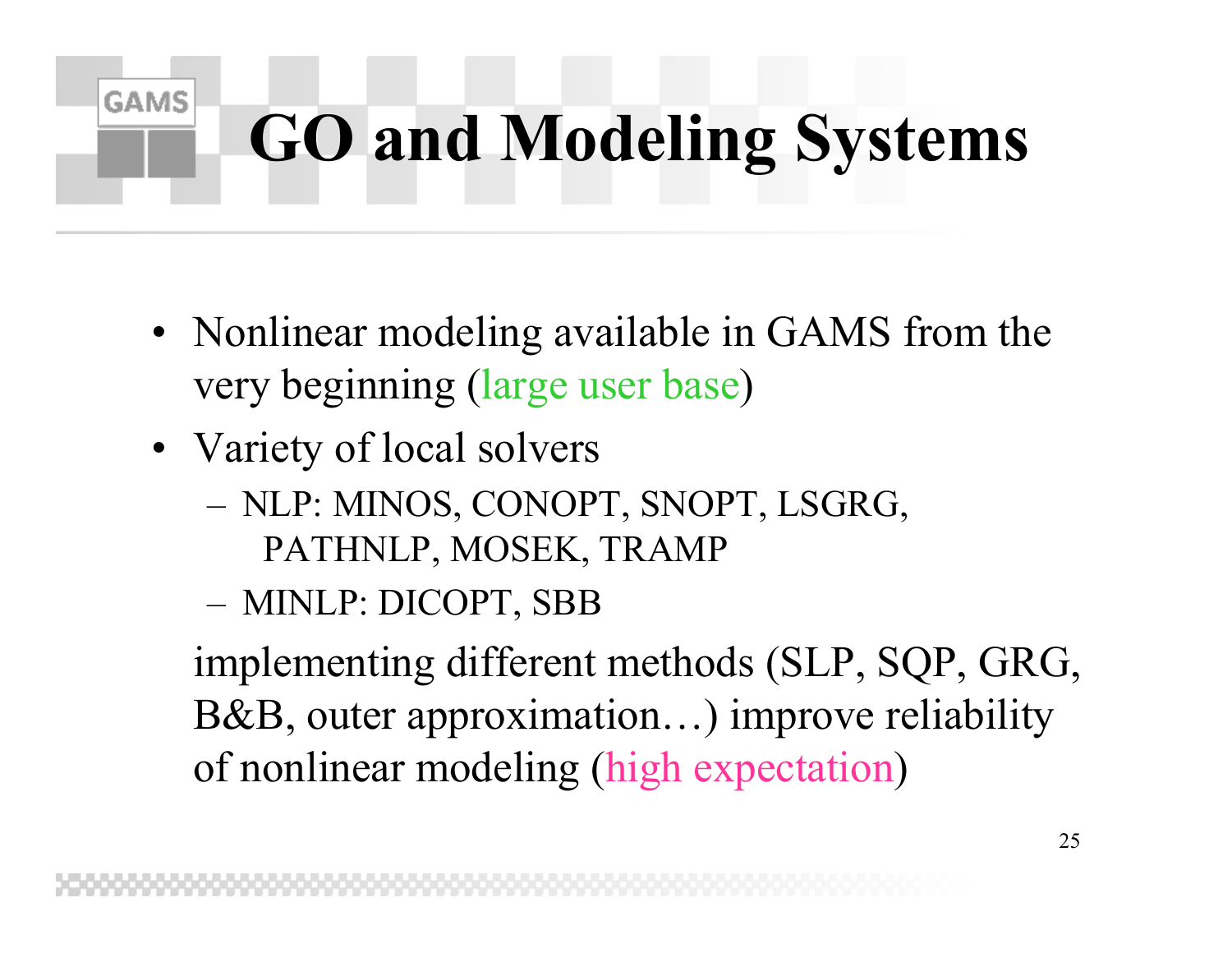# GO and Modeling Systems

- Nonlinear modeling available in GAMS from the very beginning (large user base)
- Variety of local solvers
  - NLP: MINOS, CONOPT, SNOPT, LSGRG, PATHNLP, MOSEK, TRAMP
  - MINLP: DICOPT, SBB

  implementing different methods (SLP, SQP, GRG, B&B, outer approximation…) improve reliability of nonlinear modeling (high expectation)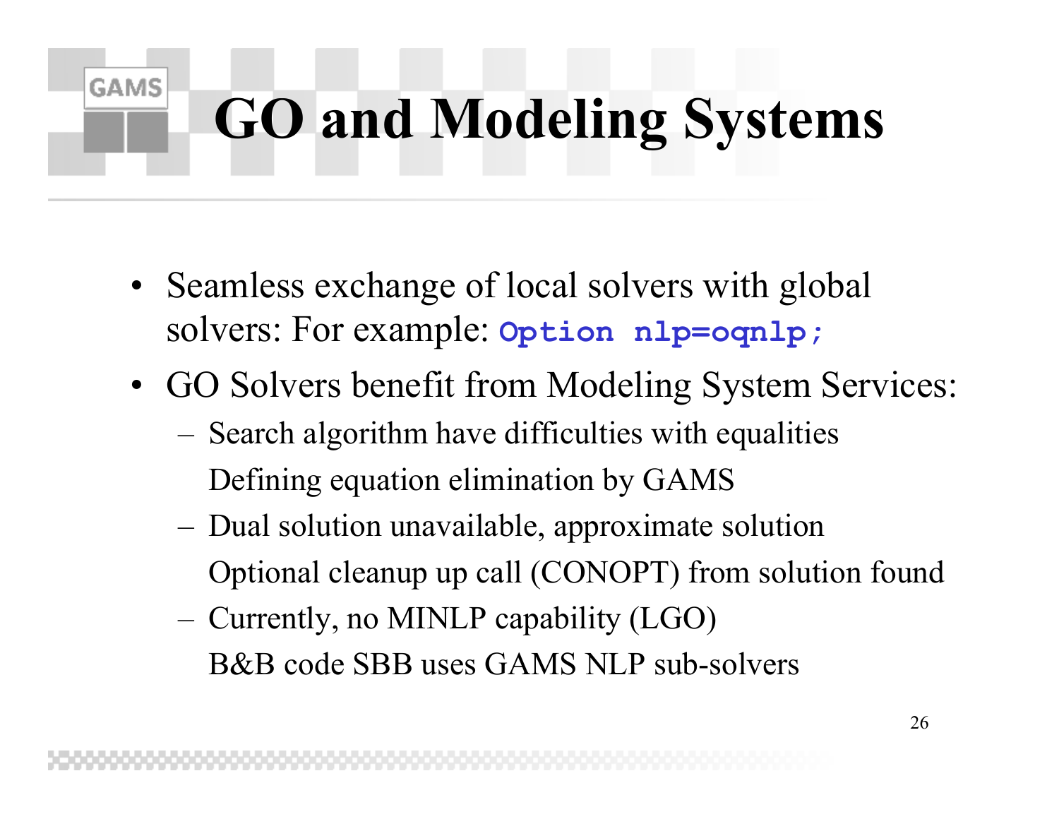# GO and Modeling Systems

- Seamless exchange of local solvers with global solvers: For example: `Option nlp=oqnlp;`
- GO Solvers benefit from Modeling System Services:
  - Search algorithm have difficulties with equalities
    Defining equation elimination by GAMS
  - Dual solution unavailable, approximate solution
    Optional cleanup up call (CONOPT) from solution found
  - Currently, no MINLP capability (LGO)
    B&B code SBB uses GAMS NLP sub-solvers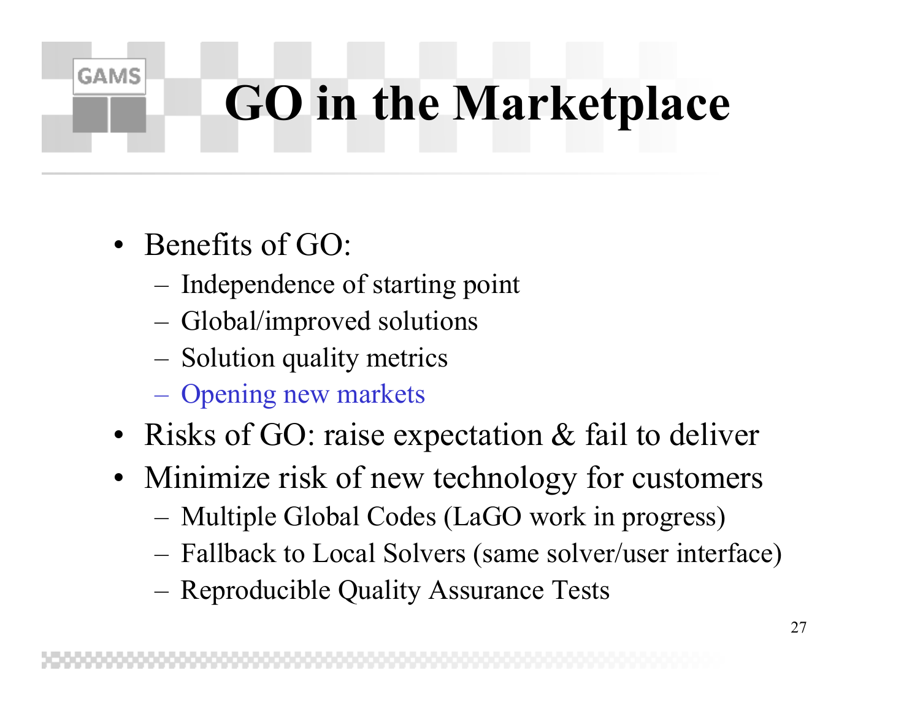# GO in the Marketplace

- Benefits of GO:
  - Independence of starting point
  - Global/improved solutions
  - Solution quality metrics
  - Opening new markets
- Risks of GO: raise expectation & fail to deliver
- Minimize risk of new technology for customers
  - Multiple Global Codes (LaGO work in progress)
  - Fallback to Local Solvers (same solver/user interface)
  - Reproducible Quality Assurance Tests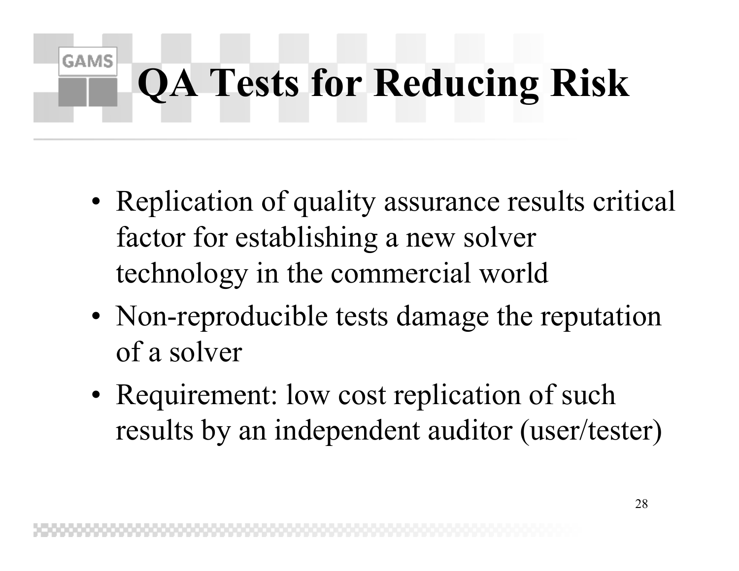# QA Tests for Reducing Risk

- Replication of quality assurance results critical factor for establishing a new solver technology in the commercial world
- Non-reproducible tests damage the reputation of a solver
- Requirement: low cost replication of such results by an independent auditor (user/tester)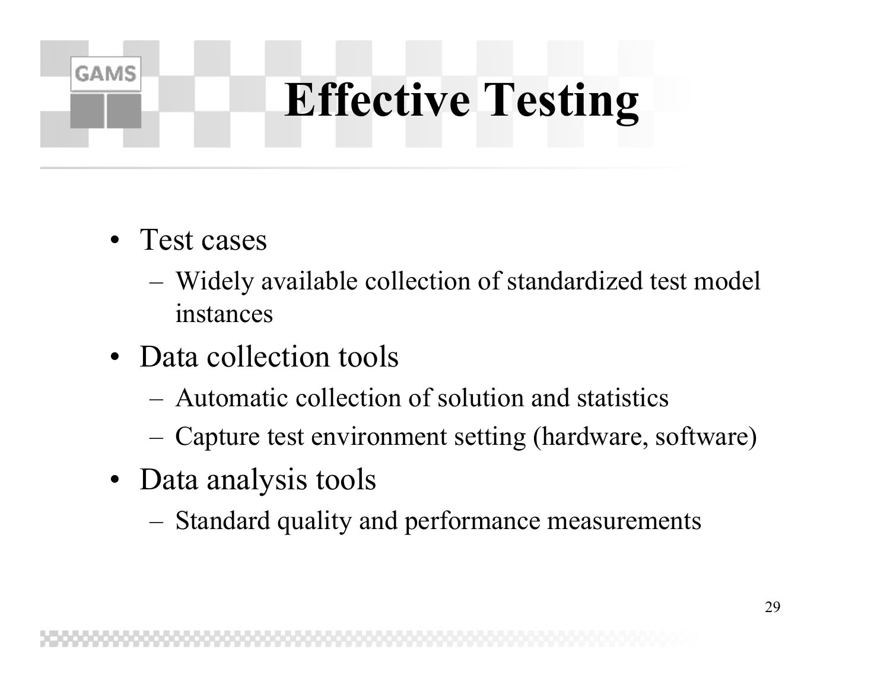# Effective Testing

- Test cases
  - Widely available collection of standardized test model instances
- Data collection tools
  - Automatic collection of solution and statistics
  - Capture test environment setting (hardware, software)
- Data analysis tools
  - Standard quality and performance measurements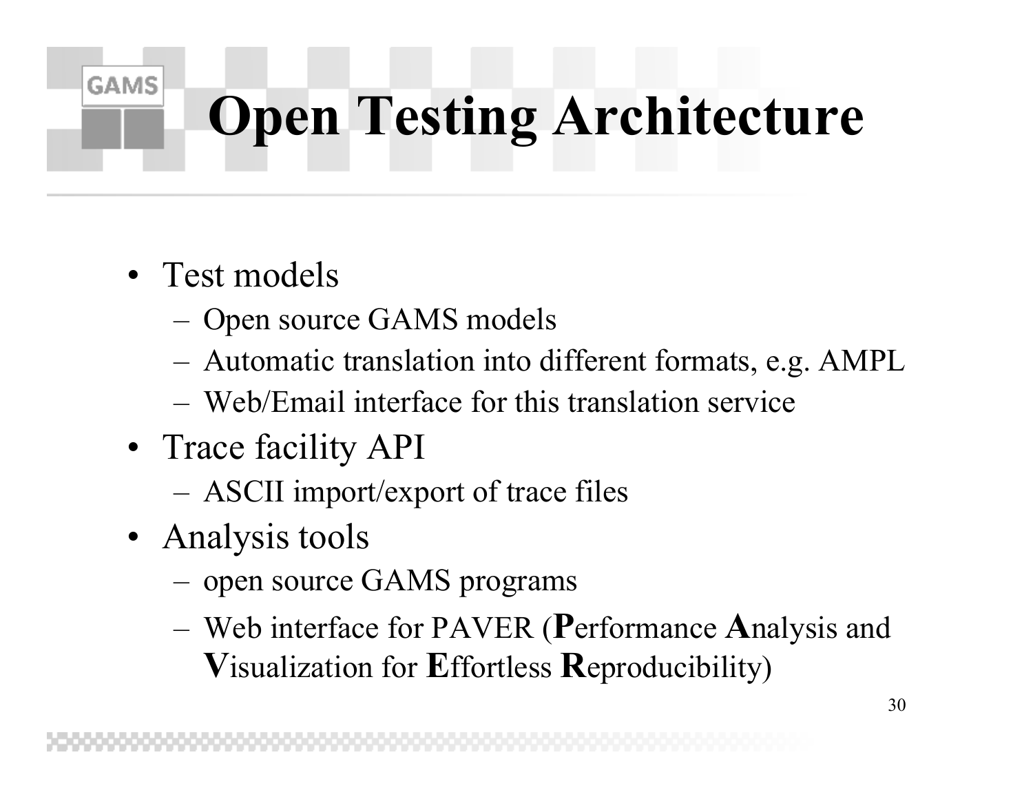# Open Testing Architecture

- Test models
  - Open source GAMS models
  - Automatic translation into different formats, e.g. AMPL
  - Web/Email interface for this translation service
- Trace facility API
  - ASCII import/export of trace files
- Analysis tools
  - open source GAMS programs
  - Web interface for PAVER (**P**erformance **A**nalysis and **V**isualization for **E**ffortless **R**eproducibility)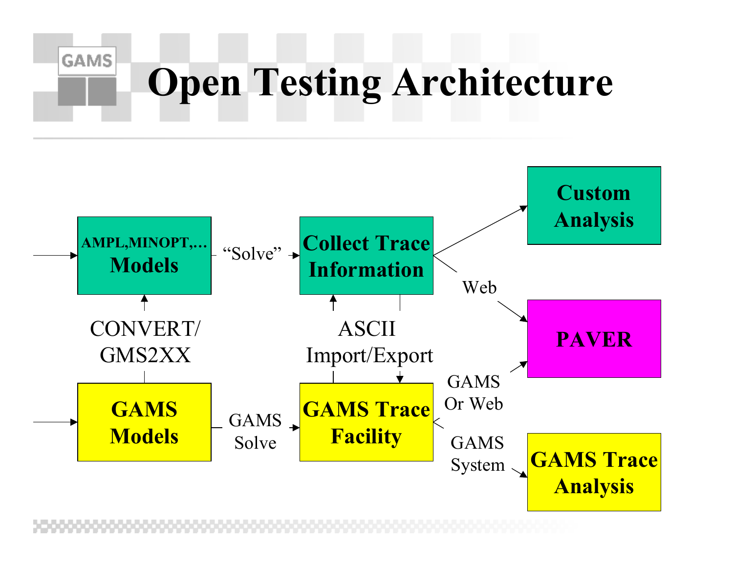# Open Testing Architecture

**AMPL,MINOPT,… Models**

“Solve”

**Collect Trace Information**

**Custom Analysis**

Web

**PAVER**

CONVERT/ GMS2XX

ASCII Import/Export

GAMS Or Web

**GAMS Models**

GAMS Solve

**GAMS Trace Facility**

GAMS System

**GAMS Trace Analysis**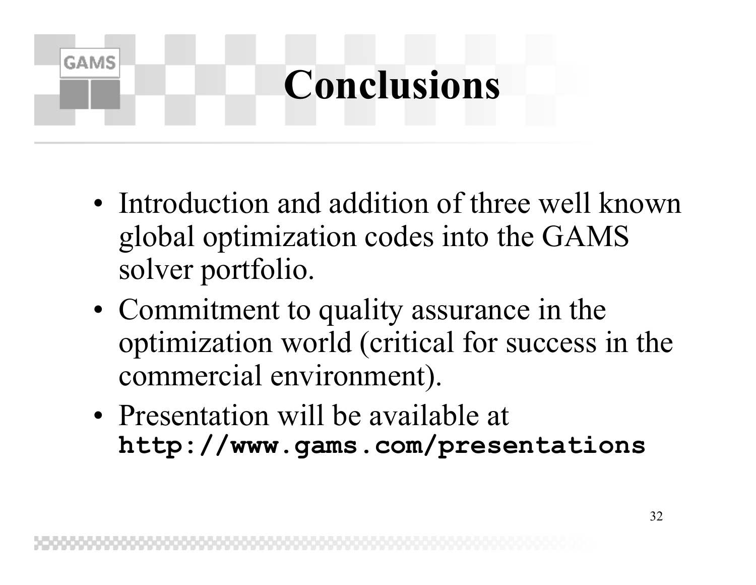# Conclusions

- Introduction and addition of three well known global optimization codes into the GAMS solver portfolio.
- Commitment to quality assurance in the optimization world (critical for success in the commercial environment).
- Presentation will be available at **`http://www.gams.com/presentations`**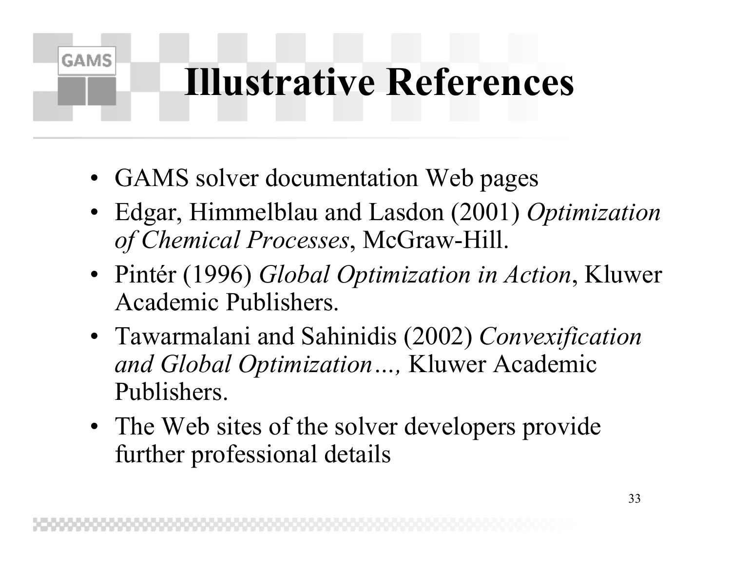# Illustrative References

- GAMS solver documentation Web pages
- Edgar, Himmelblau and Lasdon (2001) *Optimization of Chemical Processes*, McGraw-Hill.
- Pintér (1996) *Global Optimization in Action*, Kluwer Academic Publishers.
- Tawarmalani and Sahinidis (2002) *Convexification and Global Optimization…,* Kluwer Academic Publishers.
- The Web sites of the solver developers provide further professional details